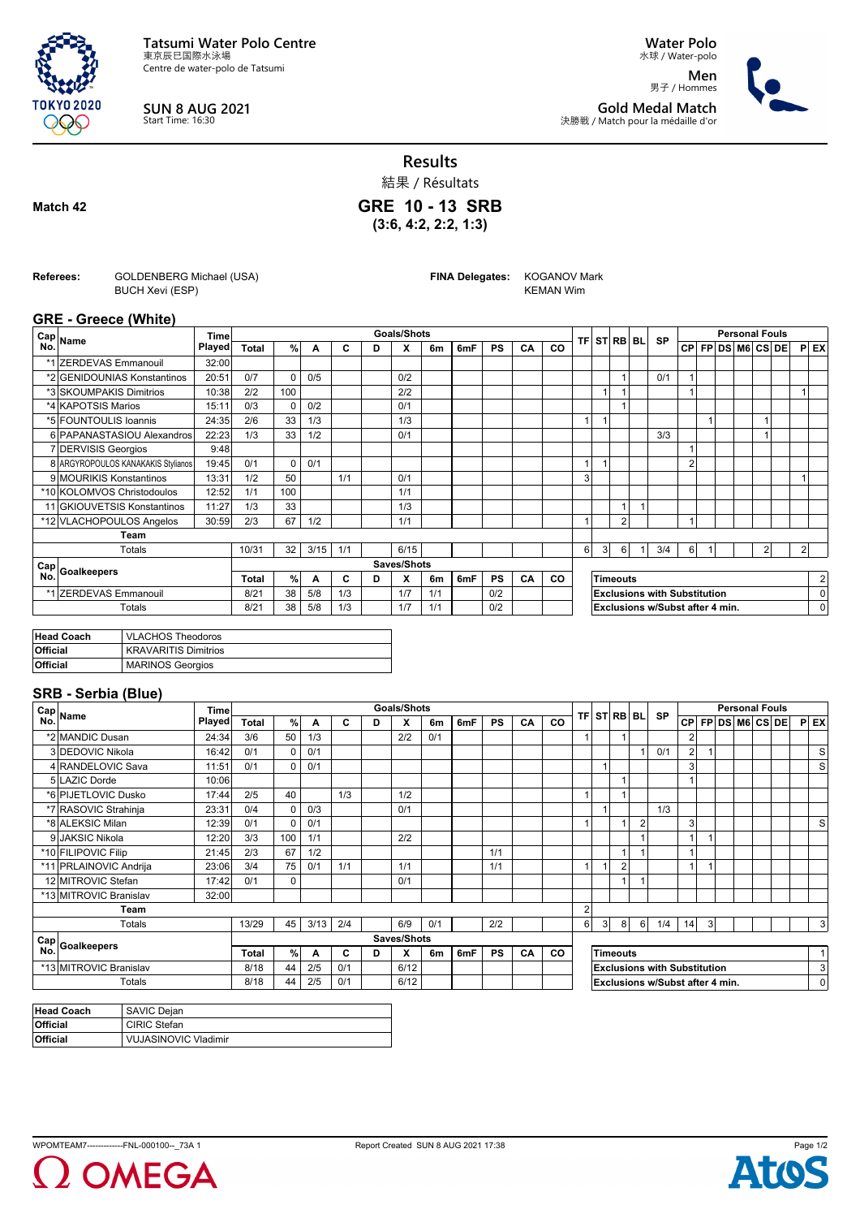**Tatsumi Water Polo Centre**
東京辰巳国際水泳場
Centre de water-polo de Tatsumi

**SUN 8 AUG 2021**
Start Time: 16:30

**Water Polo**
水球 / Water-polo

**Men**
男子 / Hommes

**Gold Medal Match**
決勝戦 / Match pour la médaille d'or

# Results

結果 / Résultats

**Match 42**

## GRE 10 - 13 SRB

**(3:6, 4:2, 2:2, 1:3)**

**Referees:** GOLDENBERG Michael (USA), BUCH Xevi (ESP)

**FINA Delegates:** KOGANOV Mark, KEMAN Wim

### GRE - Greece (White)

| Cap No. | Name | Time Played | Goals/Shots Total | % | A | C | D | X | 6m | 6mF | PS | CA | CO | TF | ST | RB | BL | SP | CP | FP | DS | M6 | CS | DE | P | EX |
|---|---|---|---|---|---|---|---|---|---|---|---|---|---|---|---|---|---|---|---|---|---|---|---|---|---|---|
| *1 | ZERDEVAS Emmanouil | 32:00 | | | | | | | | | | | | | | | | | | | | | | | | |
| *2 | GENIDOUNIAS Konstantinos | 20:51 | 0/7 | 0 | 0/5 | | | 0/2 | | | | | | | | 1 | | 0/1 | 1 | | | | | | | |
| *3 | SKOUMPAKIS Dimitrios | 10:38 | 2/2 | 100 | | | | 2/2 | | | | | | | 1 | 1 | | | 1 | | | | | | 1 | |
| *4 | KAPOTSIS Marios | 15:11 | 0/3 | 0 | 0/2 | | | 0/1 | | | | | | | | 1 | | | | | | | | | | |
| *5 | FOUNTOULIS Ioannis | 24:35 | 2/6 | 33 | 1/3 | | | 1/3 | | | | | | 1 | 1 | | | | | 1 | | | 1 | | | |
| 6 | PAPANASTASIOU Alexandros | 22:23 | 1/3 | 33 | 1/2 | | | 0/1 | | | | | | | | | | 3/3 | | | | | 1 | | | |
| 7 | DERVISIS Georgios | 9:48 | | | | | | | | | | | | | | | | | 1 | | | | | | | |
| 8 | ARGYROPOULOS KANAKAKIS Stylianos | 19:45 | 0/1 | 0 | 0/1 | | | | | | | | | 1 | 1 | | | | 2 | | | | | | | |
| 9 | MOURIKIS Konstantinos | 13:31 | 1/2 | 50 | | 1/1 | | 0/1 | | | | | | 3 | | | | | | | | | | | 1 | |
| *10 | KOLOMVOS Christodoulos | 12:52 | 1/1 | 100 | | | | 1/1 | | | | | | | | | | | | | | | | | | |
| 11 | GKIOUVETSIS Konstantinos | 11:27 | 1/3 | 33 | | | | 1/3 | | | | | | | | 1 | 1 | | | | | | | | | |
| *12 | VLACHOPOULOS Angelos | 30:59 | 2/3 | 67 | 1/2 | | | 1/1 | | | | | | 1 | | 2 | | | 1 | | | | | | | |
| | Team | | | | | | | | | | | | | | | | | | | | | | | | | |
| | Totals | | 10/31 | 32 | 3/15 | 1/1 | | 6/15 | | | | | | 6 | 3 | 6 | 1 | 3/4 | 6 | 1 | | | 2 | | 2 | |

| Cap No. | Goalkeepers | Saves/Shots Total | % | A | C | D | X | 6m | 6mF | PS | CA | CO |
|---|---|---|---|---|---|---|---|---|---|---|---|---|
| *1 | ZERDEVAS Emmanouil | 8/21 | 38 | 5/8 | 1/3 | | 1/7 | 1/1 | | 0/2 | | |
| | Totals | 8/21 | 38 | 5/8 | 1/3 | | 1/7 | 1/1 | | 0/2 | | |

| | |
|---|---|
| Timeouts | 2 |
| Exclusions with Substitution | 0 |
| Exclusions w/Subst after 4 min. | 0 |

| | |
|---|---|
| **Head Coach** | VLACHOS Theodoros |
| **Official** | KRAVARITIS Dimitrios |
| **Official** | MARINOS Georgios |

### SRB - Serbia (Blue)

| Cap No. | Name | Time Played | Goals/Shots Total | % | A | C | D | X | 6m | 6mF | PS | CA | CO | TF | ST | RB | BL | SP | CP | FP | DS | M6 | CS | DE | P | EX |
|---|---|---|---|---|---|---|---|---|---|---|---|---|---|---|---|---|---|---|---|---|---|---|---|---|---|---|
| *2 | MANDIC Dusan | 24:34 | 3/6 | 50 | 1/3 | | | 2/2 | 0/1 | | | | | 1 | | 1 | | | 2 | | | | | | | |
| 3 | DEDOVIC Nikola | 16:42 | 0/1 | 0 | 0/1 | | | | | | | | | | | | 1 | 0/1 | 2 | 1 | | | | | | S |
| 4 | RANDELOVIC Sava | 11:51 | 0/1 | 0 | 0/1 | | | | | | | | | | 1 | | | | 3 | | | | | | | S |
| 5 | LAZIC Dorde | 10:06 | | | | | | | | | | | | | | 1 | | | 1 | | | | | | | |
| *6 | PIJETLOVIC Dusko | 17:44 | 2/5 | 40 | | 1/3 | | 1/2 | | | | | | 1 | | 1 | | | | | | | | | | |
| *7 | RASOVIC Strahinja | 23:31 | 0/4 | 0 | 0/3 | | | 0/1 | | | | | | | 1 | | | 1/3 | | | | | | | | |
| *8 | ALEKSIC Milan | 12:39 | 0/1 | 0 | 0/1 | | | | | | | | | 1 | | 1 | 2 | | 3 | | | | | | | S |
| 9 | JAKSIC Nikola | 12:20 | 3/3 | 100 | 1/1 | | | 2/2 | | | | | | | | | 1 | | 1 | 1 | | | | | | |
| *10 | FILIPOVIC Filip | 21:45 | 2/3 | 67 | 1/2 | | | | | | 1/1 | | | | | 1 | 1 | | 1 | | | | | | | |
| *11 | PRLAINOVIC Andrija | 23:06 | 3/4 | 75 | 0/1 | 1/1 | | 1/1 | | | 1/1 | | | 1 | 1 | 2 | | | 1 | 1 | | | | | | |
| 12 | MITROVIC Stefan | 17:42 | 0/1 | 0 | | | | 0/1 | | | | | | | | 1 | 1 | | | | | | | | | |
| *13 | MITROVIC Branislav | 32:00 | | | | | | | | | | | | | | | | | | | | | | | | |
| | Team | | | | | | | | | | | | | 2 | | | | | | | | | | | | |
| | Totals | | 13/29 | 45 | 3/13 | 2/4 | | 6/9 | 0/1 | | 2/2 | | | 6 | 3 | 8 | 6 | 1/4 | 14 | 3 | | | | | | 3 |

| Cap No. | Goalkeepers | Saves/Shots Total | % | A | C | D | X | 6m | 6mF | PS | CA | CO |
|---|---|---|---|---|---|---|---|---|---|---|---|---|
| *13 | MITROVIC Branislav | 8/18 | 44 | 2/5 | 0/1 | | 6/12 | | | | | |
| | Totals | 8/18 | 44 | 2/5 | 0/1 | | 6/12 | | | | | |

| | |
|---|---|
| Timeouts | 1 |
| Exclusions with Substitution | 3 |
| Exclusions w/Subst after 4 min. | 0 |

| | |
|---|---|
| **Head Coach** | SAVIC Dejan |
| **Official** | CIRIC Stefan |
| **Official** | VUJASINOVIC Vladimir |

WPOMTEAM7-------------FNL-000100--_73A 1 Report Created SUN 8 AUG 2021 17:38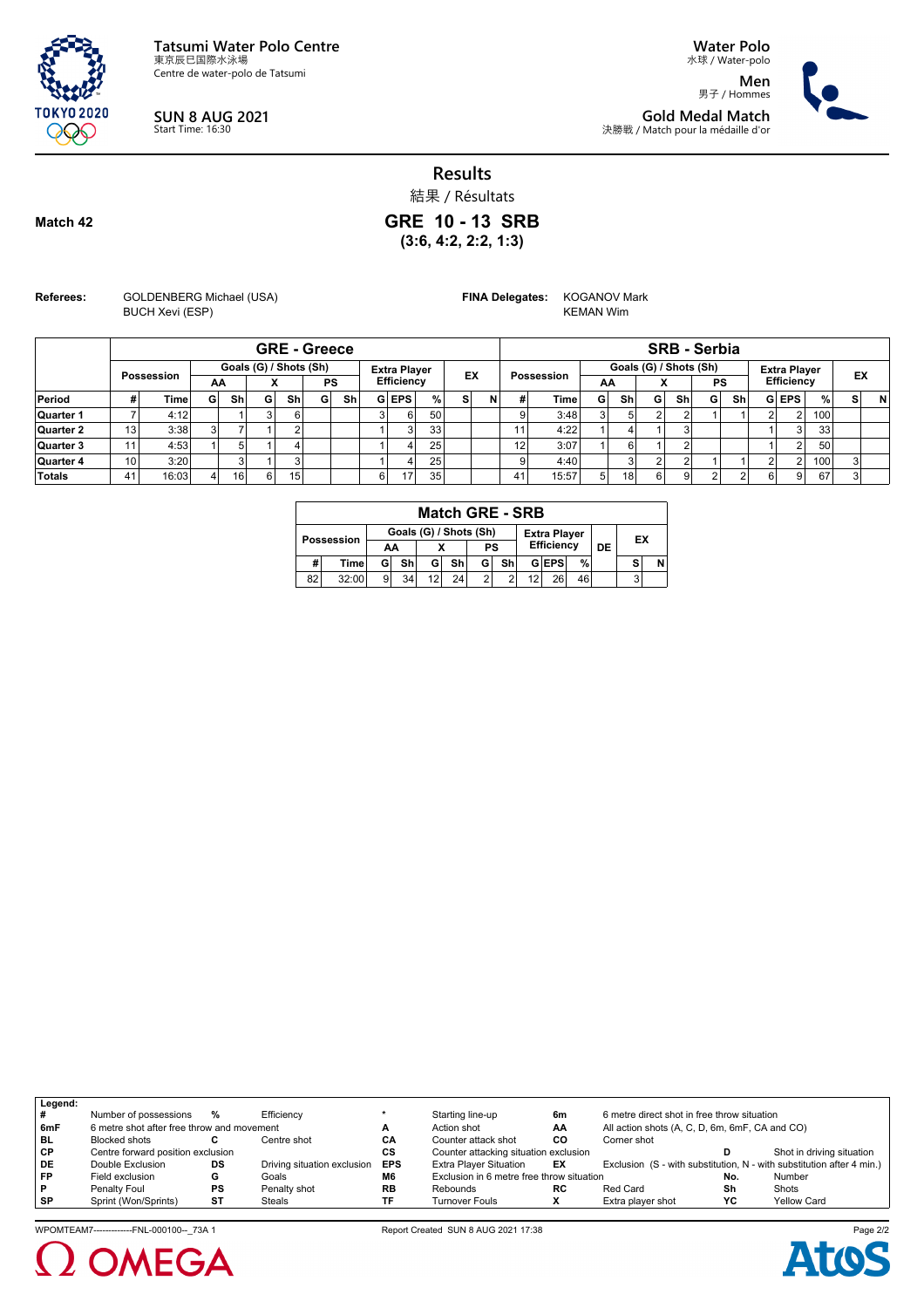Tatsumi Water Polo Centre
東京辰巳国際水泳場
Centre de water-polo de Tatsumi

**SUN 8 AUG 2021**
Start Time: 16:30

**Water Polo**
水球 / Water-polo
**Men**
男子 / Hommes
**Gold Medal Match**
決勝戦 / Match pour la médaille d'or

# Results
結果 / Résultats

**Match 42**

## GRE 10 - 13 SRB
**(3:6, 4:2, 2:2, 1:3)**

**Referees:** GOLDENBERG Michael (USA)
BUCH Xevi (ESP)

**FINA Delegates:** KOGANOV Mark
KEMAN Wim

**GRE - Greece**

| | Possession | | Goals (G) / Shots (Sh) | | | | | | Extra Player Efficiency | | | EX | |
|---|---|---|---|---|---|---|---|---|---|---|---|---|---|
| | | | AA | | X | | PS | | | | | | |
| Period | # | Time | G | Sh | G | Sh | G | Sh | G | EPS | % | S | N |
| Quarter 1 | 7 | 4:12 | | 1 | 3 | 6 | | | 3 | 6 | 50 | | |
| Quarter 2 | 13 | 3:38 | 3 | 7 | 1 | 2 | | | 1 | 3 | 33 | | |
| Quarter 3 | 11 | 4:53 | 1 | 5 | 1 | 4 | | | 1 | 4 | 25 | | |
| Quarter 4 | 10 | 3:20 | | 3 | 1 | 3 | | | 1 | 4 | 25 | | |
| Totals | 41 | 16:03 | 4 | 16 | 6 | 15 | | | 6 | 17 | 35 | | |

**SRB - Serbia**

| | Possession | | Goals (G) / Shots (Sh) | | | | | | Extra Player Efficiency | | | EX | |
|---|---|---|---|---|---|---|---|---|---|---|---|---|---|
| | | | AA | | X | | PS | | | | | | |
| Period | # | Time | G | Sh | G | Sh | G | Sh | G | EPS | % | S | N |
| Quarter 1 | 9 | 3:48 | 3 | 5 | 2 | 2 | 1 | 1 | 2 | 2 | 100 | | |
| Quarter 2 | 11 | 4:22 | 1 | 4 | 1 | 3 | | | 1 | 3 | 33 | | |
| Quarter 3 | 12 | 3:07 | 1 | 6 | 1 | 2 | | | 1 | 2 | 50 | | |
| Quarter 4 | 9 | 4:40 | | 3 | 2 | 2 | 1 | 1 | 2 | 2 | 100 | 3 | |
| Totals | 41 | 15:57 | 5 | 18 | 6 | 9 | 2 | 2 | 6 | 9 | 67 | 3 | |

**Match GRE - SRB**

| Possession | | Goals (G) / Shots (Sh) | | | | | | Extra Player Efficiency | | | DE | EX | |
|---|---|---|---|---|---|---|---|---|---|---|---|---|---|
| | | AA | | X | | PS | | | | | | | |
| # | Time | G | Sh | G | Sh | G | Sh | G | EPS | % | | S | N |
| 82 | 32:00 | 9 | 34 | 12 | 24 | 2 | 2 | 12 | 26 | 46 | | 3 | |

**Legend:**

| | | | | | | | | | |
|---|---|---|---|---|---|---|---|---|---|
| # | Number of possessions | % | Efficiency | * | Starting line-up | 6m | 6 metre direct shot in free throw situation | | |
| 6mF | 6 metre shot after free throw and movement | | | A | Action shot | AA | All action shots (A, C, D, 6m, 6mF, CA and CO) | | |
| BL | Blocked shots | C | Centre shot | CA | Counter attack shot | CO | Corner shot | | |
| CP | Centre forward position exclusion | | | CS | Counter attacking situation exclusion | | | D | Shot in driving situation |
| DE | Double Exclusion | DS | Driving situation exclusion | EPS | Extra Player Situation | EX | Exclusion (S - with substitution, N - with substitution after 4 min.) | | |
| FP | Field exclusion | G | Goals | M6 | Exclusion in 6 metre free throw situation | | | No. | Number |
| P | Penalty Foul | PS | Penalty shot | RB | Rebounds | RC | Red Card | Sh | Shots |
| SP | Sprint (Won/Sprints) | ST | Steals | TF | Turnover Fouls | X | Extra player shot | YC | Yellow Card |

WPOMTEAM7-------------FNL-000100--_73A 1 Report Created SUN 8 AUG 2021 17:38